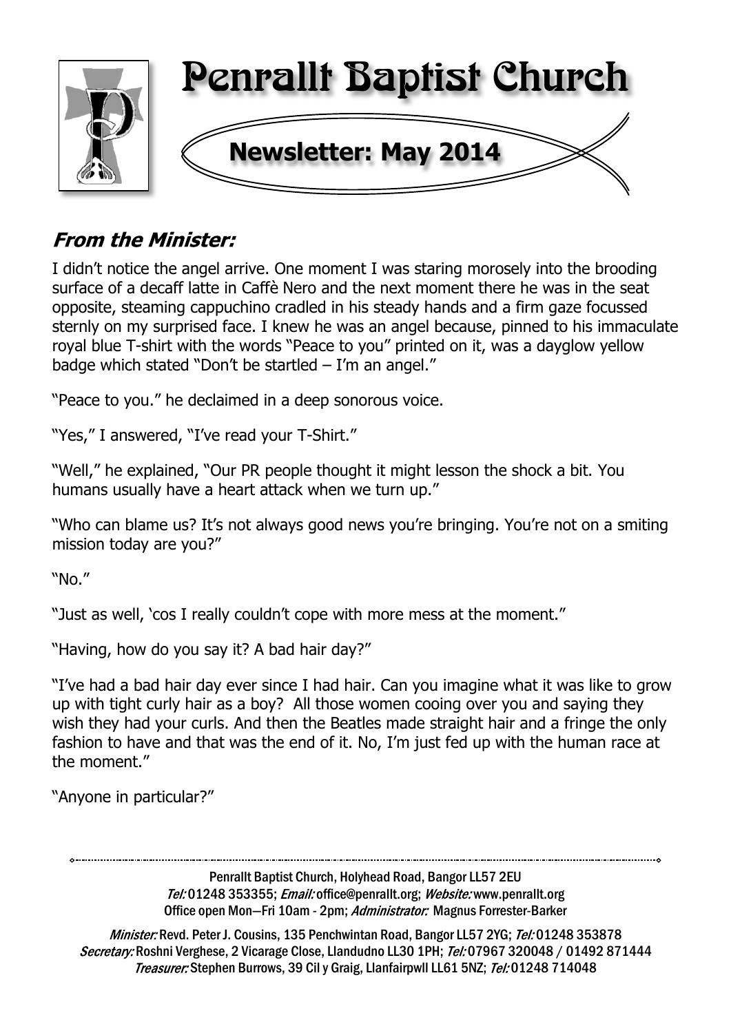# Penrallt Baptist Church

## Newsletter: May 2014

### *From the Minister:*

I didn't notice the angel arrive. One moment I was staring morosely into the brooding surface of a decaff latte in Caffè Nero and the next moment there he was in the seat opposite, steaming cappuchino cradled in his steady hands and a firm gaze focussed sternly on my surprised face. I knew he was an angel because, pinned to his immaculate royal blue T-shirt with the words "Peace to you" printed on it, was a dayglow yellow badge which stated "Don't be startled – I'm an angel."

"Peace to you." he declaimed in a deep sonorous voice.

"Yes," I answered, "I've read your T-Shirt."

"Well," he explained, "Our PR people thought it might lesson the shock a bit. You humans usually have a heart attack when we turn up."

"Who can blame us? It's not always good news you're bringing. You're not on a smiting mission today are you?"

"No."

"Just as well, 'cos I really couldn't cope with more mess at the moment."

"Having, how do you say it? A bad hair day?"

"I've had a bad hair day ever since I had hair. Can you imagine what it was like to grow up with tight curly hair as a boy? All those women cooing over you and saying they wish they had your curls. And then the Beatles made straight hair and a fringe the only fashion to have and that was the end of it. No, I'm just fed up with the human race at the moment."

"Anyone in particular?"

---

Penrallt Baptist Church, Holyhead Road, Bangor LL57 2EU
*Tel:* 01248 353355; *Email:* office@penrallt.org; *Website:* www.penrallt.org
Office open Mon—Fri 10am - 2pm; *Administrator:* Magnus Forrester-Barker

*Minister:* Revd. Peter J. Cousins, 135 Penchwintan Road, Bangor LL57 2YG; *Tel:* 01248 353878
*Secretary:* Roshni Verghese, 2 Vicarage Close, Llandudno LL30 1PH; *Tel:* 07967 320048 / 01492 871444
*Treasurer:* Stephen Burrows, 39 Cil y Graig, Llanfairpwll LL61 5NZ; *Tel:* 01248 714048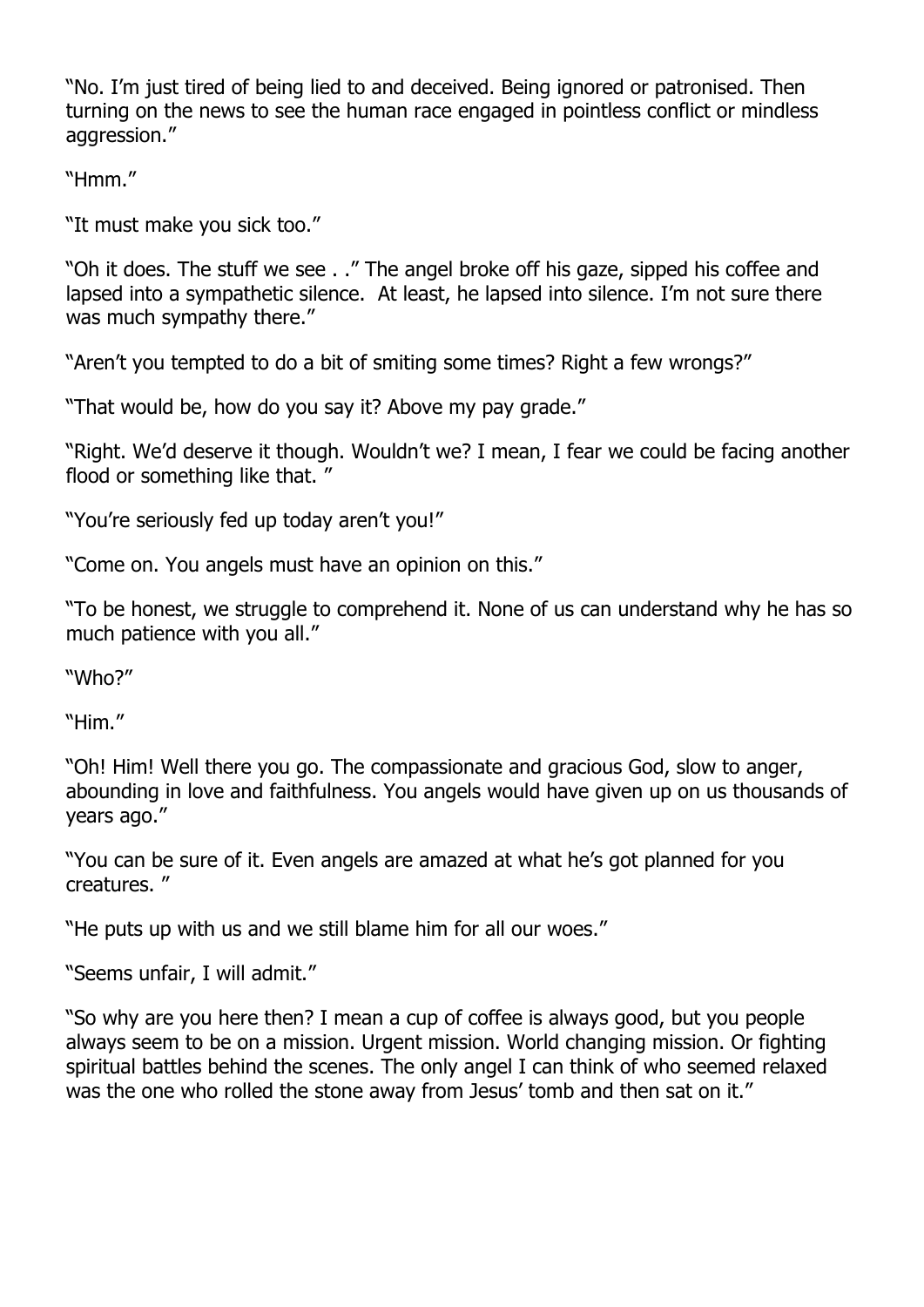"No. I'm just tired of being lied to and deceived. Being ignored or patronised. Then turning on the news to see the human race engaged in pointless conflict or mindless aggression."

"Hmm."

"It must make you sick too."

"Oh it does. The stuff we see . ." The angel broke off his gaze, sipped his coffee and lapsed into a sympathetic silence. At least, he lapsed into silence. I'm not sure there was much sympathy there."

"Aren't you tempted to do a bit of smiting some times? Right a few wrongs?"

"That would be, how do you say it? Above my pay grade."

"Right. We'd deserve it though. Wouldn't we? I mean, I fear we could be facing another flood or something like that. "

"You're seriously fed up today aren't you!"

"Come on. You angels must have an opinion on this."

"To be honest, we struggle to comprehend it. None of us can understand why he has so much patience with you all."

"Who?"

"Him."

"Oh! Him! Well there you go. The compassionate and gracious God, slow to anger, abounding in love and faithfulness. You angels would have given up on us thousands of years ago."

"You can be sure of it. Even angels are amazed at what he's got planned for you creatures. "

"He puts up with us and we still blame him for all our woes."

"Seems unfair, I will admit."

"So why are you here then? I mean a cup of coffee is always good, but you people always seem to be on a mission. Urgent mission. World changing mission. Or fighting spiritual battles behind the scenes. The only angel I can think of who seemed relaxed was the one who rolled the stone away from Jesus' tomb and then sat on it."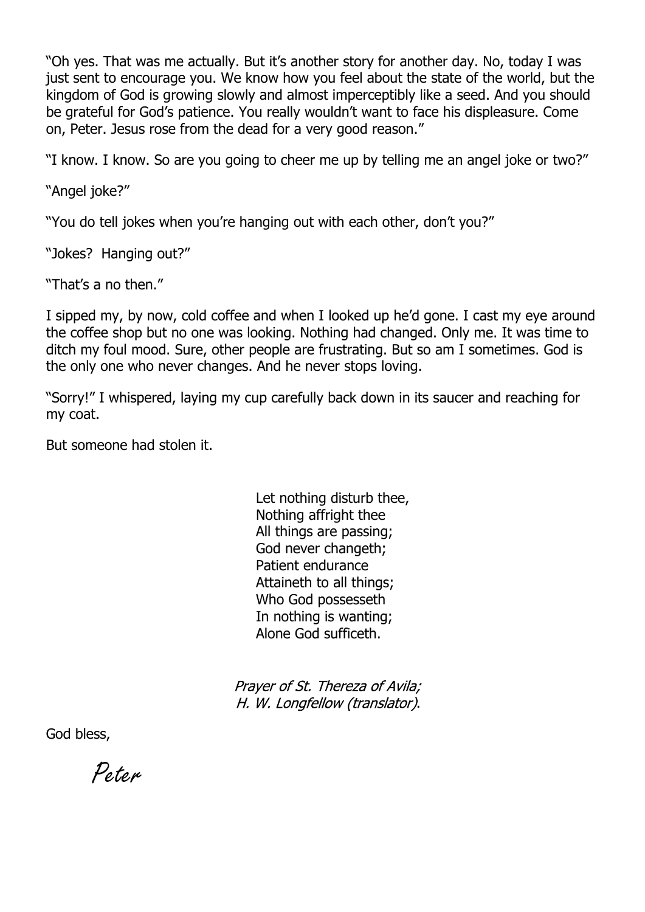"Oh yes. That was me actually. But it's another story for another day. No, today I was just sent to encourage you. We know how you feel about the state of the world, but the kingdom of God is growing slowly and almost imperceptibly like a seed. And you should be grateful for God's patience. You really wouldn't want to face his displeasure. Come on, Peter. Jesus rose from the dead for a very good reason."

"I know. I know. So are you going to cheer me up by telling me an angel joke or two?"

"Angel joke?"

"You do tell jokes when you're hanging out with each other, don't you?"

"Jokes? Hanging out?"

"That's a no then."

I sipped my, by now, cold coffee and when I looked up he'd gone. I cast my eye around the coffee shop but no one was looking. Nothing had changed. Only me. It was time to ditch my foul mood. Sure, other people are frustrating. But so am I sometimes. God is the only one who never changes. And he never stops loving.

"Sorry!" I whispered, laying my cup carefully back down in its saucer and reaching for my coat.

But someone had stolen it.

> Let nothing disturb thee,
> Nothing affright thee
> All things are passing;
> God never changeth;
> Patient endurance
> Attaineth to all things;
> Who God possesseth
> In nothing is wanting;
> Alone God sufficeth.

*Prayer of St. Thereza of Avila;*
*H. W. Longfellow (translator).*

God bless,

*Peter*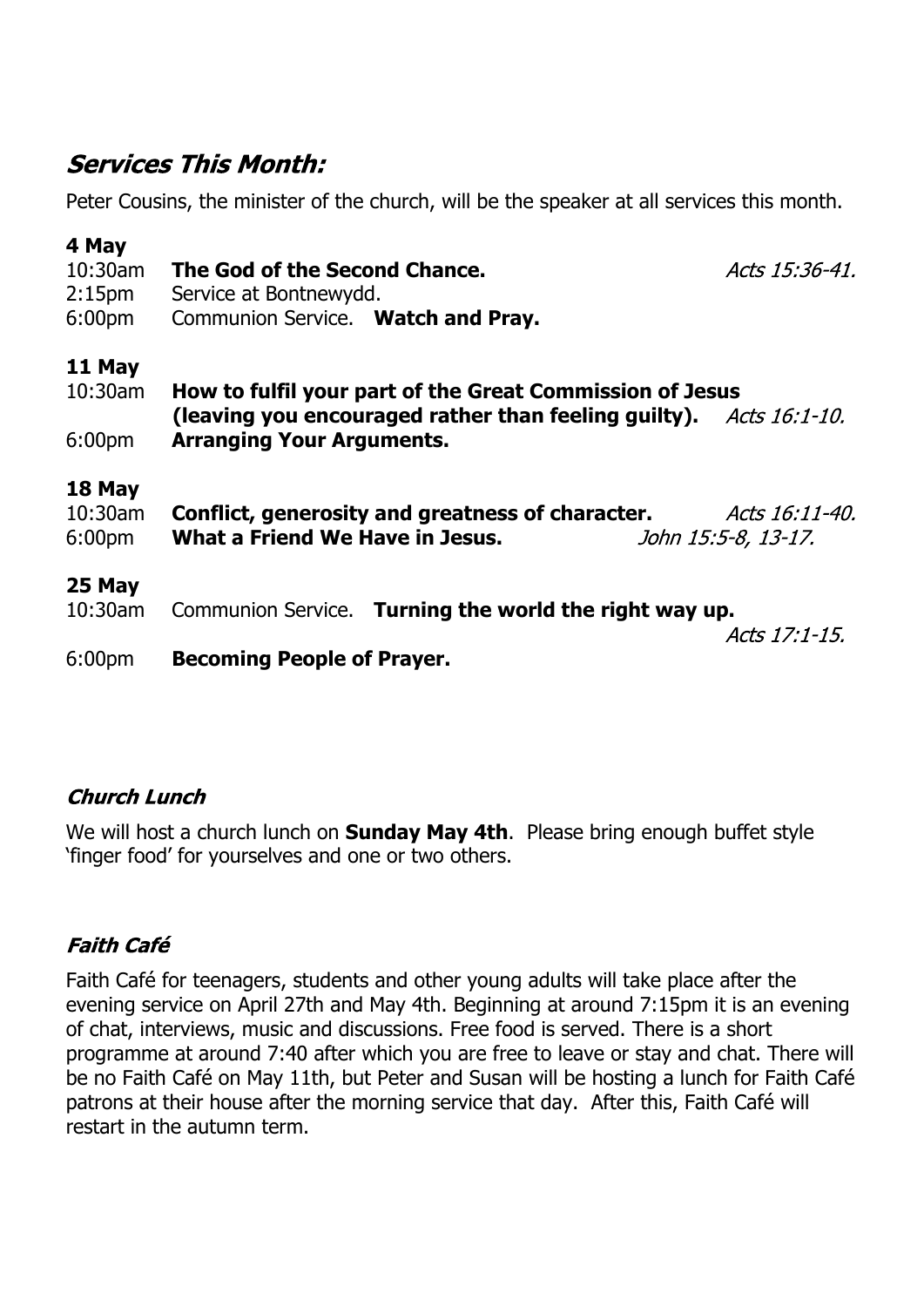## *Services This Month:*

Peter Cousins, the minister of the church, will be the speaker at all services this month.

**4 May**

10:30am **The God of the Second Chance.** *Acts 15:36-41.*

2:15pm Service at Bontnewydd.

6:00pm Communion Service. **Watch and Pray.**

**11 May**

10:30am **How to fulfil your part of the Great Commission of Jesus (leaving you encouraged rather than feeling guilty).** *Acts 16:1-10.*

6:00pm **Arranging Your Arguments.**

**18 May**

10:30am **Conflict, generosity and greatness of character.** *Acts 16:11-40.*

6:00pm **What a Friend We Have in Jesus.** *John 15:5-8, 13-17.*

**25 May**

10:30am Communion Service. **Turning the world the right way up.** *Acts 17:1-15.*

6:00pm **Becoming People of Prayer.**

### *Church Lunch*

We will host a church lunch on **Sunday May 4th**. Please bring enough buffet style 'finger food' for yourselves and one or two others.

### *Faith Café*

Faith Café for teenagers, students and other young adults will take place after the evening service on April 27th and May 4th. Beginning at around 7:15pm it is an evening of chat, interviews, music and discussions. Free food is served. There is a short programme at around 7:40 after which you are free to leave or stay and chat. There will be no Faith Café on May 11th, but Peter and Susan will be hosting a lunch for Faith Café patrons at their house after the morning service that day. After this, Faith Café will restart in the autumn term.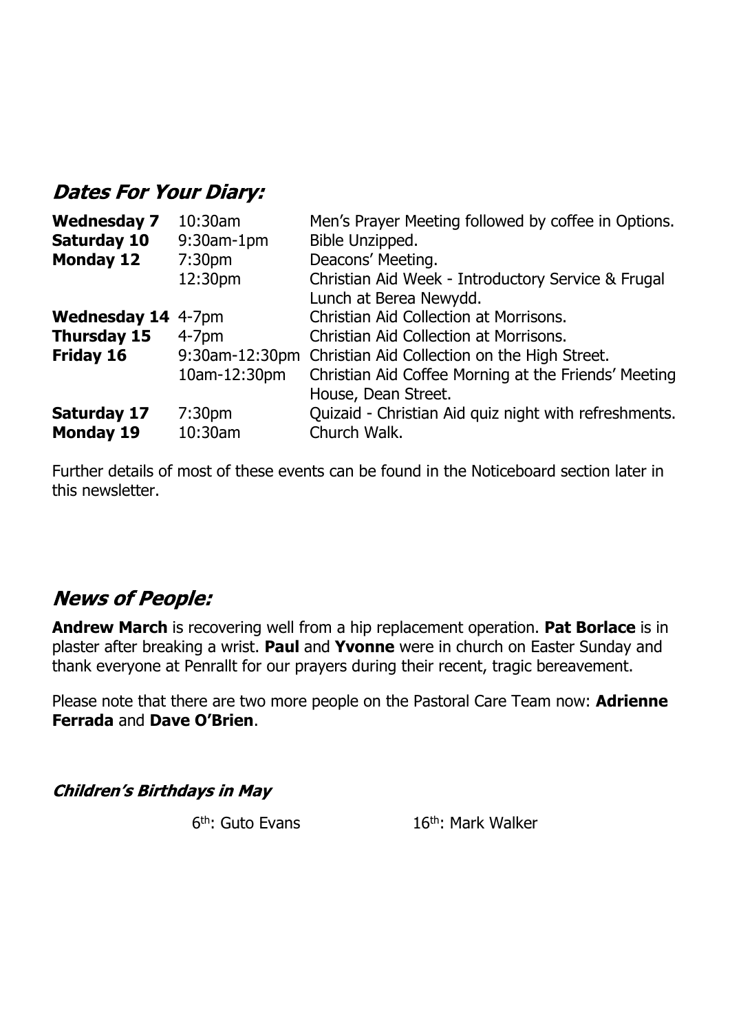## *Dates For Your Diary:*

| | | |
|---|---|---|
| **Wednesday 7** | 10:30am | Men's Prayer Meeting followed by coffee in Options. |
| **Saturday 10** | 9:30am-1pm | Bible Unzipped. |
| **Monday 12** | 7:30pm | Deacons' Meeting. |
| | 12:30pm | Christian Aid Week - Introductory Service & Frugal Lunch at Berea Newydd. |
| **Wednesday 14** | 4-7pm | Christian Aid Collection at Morrisons. |
| **Thursday 15** | 4-7pm | Christian Aid Collection at Morrisons. |
| **Friday 16** | 9:30am-12:30pm | Christian Aid Collection on the High Street. |
| | 10am-12:30pm | Christian Aid Coffee Morning at the Friends' Meeting House, Dean Street. |
| **Saturday 17** | 7:30pm | Quizaid - Christian Aid quiz night with refreshments. |
| **Monday 19** | 10:30am | Church Walk. |

Further details of most of these events can be found in the Noticeboard section later in this newsletter.

## *News of People:*

**Andrew March** is recovering well from a hip replacement operation. **Pat Borlace** is in plaster after breaking a wrist. **Paul** and **Yvonne** were in church on Easter Sunday and thank everyone at Penrallt for our prayers during their recent, tragic bereavement.

Please note that there are two more people on the Pastoral Care Team now: **Adrienne Ferrada** and **Dave O'Brien**.

### *Children's Birthdays in May*

6th: Guto Evans        16th: Mark Walker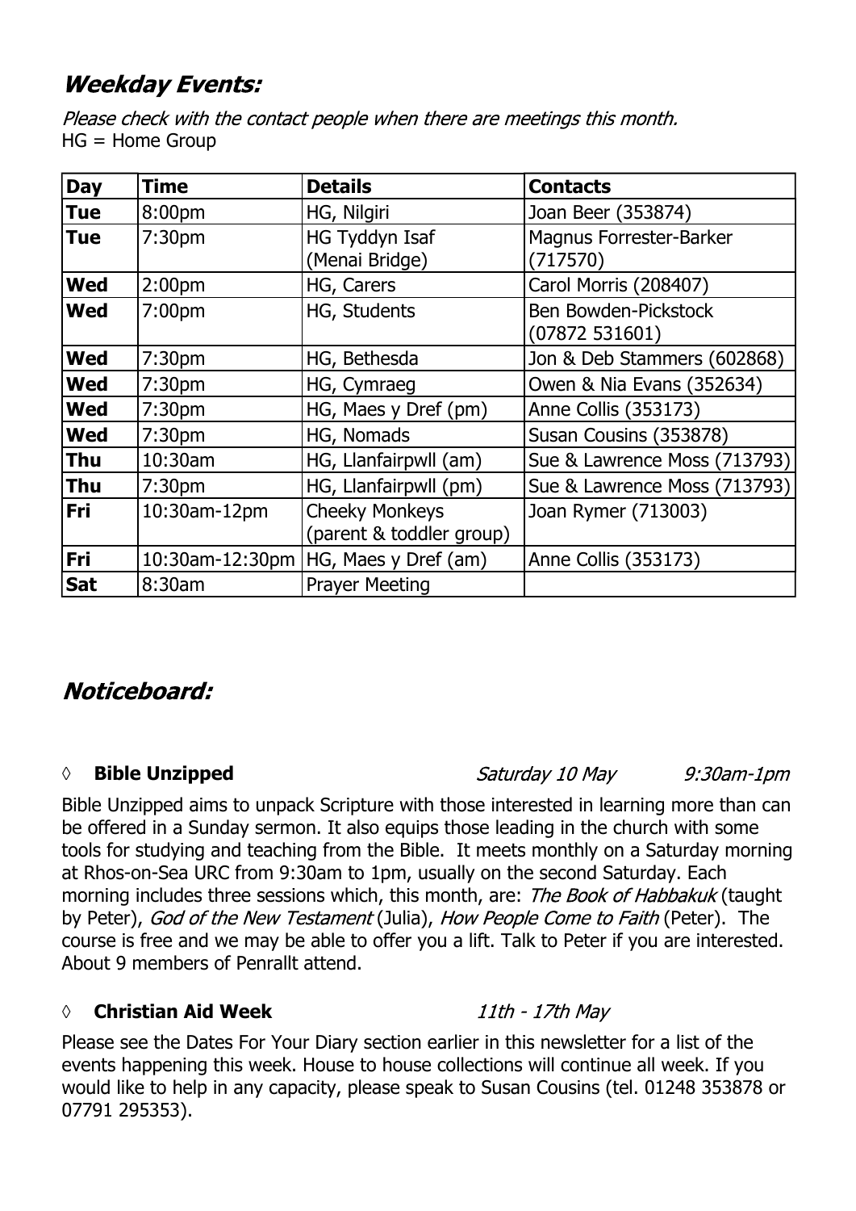## *Weekday Events:*

*Please check with the contact people when there are meetings this month.*
HG = Home Group

| Day | Time | Details | Contacts |
|---|---|---|---|
| **Tue** | 8:00pm | HG, Nilgiri | Joan Beer (353874) |
| **Tue** | 7:30pm | HG Tyddyn Isaf (Menai Bridge) | Magnus Forrester-Barker (717570) |
| **Wed** | 2:00pm | HG, Carers | Carol Morris (208407) |
| **Wed** | 7:00pm | HG, Students | Ben Bowden-Pickstock (07872 531601) |
| **Wed** | 7:30pm | HG, Bethesda | Jon & Deb Stammers (602868) |
| **Wed** | 7:30pm | HG, Cymraeg | Owen & Nia Evans (352634) |
| **Wed** | 7:30pm | HG, Maes y Dref (pm) | Anne Collis (353173) |
| **Wed** | 7:30pm | HG, Nomads | Susan Cousins (353878) |
| **Thu** | 10:30am | HG, Llanfairpwll (am) | Sue & Lawrence Moss (713793) |
| **Thu** | 7:30pm | HG, Llanfairpwll (pm) | Sue & Lawrence Moss (713793) |
| **Fri** | 10:30am-12pm | Cheeky Monkeys (parent & toddler group) | Joan Rymer (713003) |
| **Fri** | 10:30am-12:30pm | HG, Maes y Dref (am) | Anne Collis (353173) |
| **Sat** | 8:30am | Prayer Meeting | |

## *Noticeboard:*

◊ **Bible Unzipped** *Saturday 10 May* *9:30am-1pm*

Bible Unzipped aims to unpack Scripture with those interested in learning more than can be offered in a Sunday sermon. It also equips those leading in the church with some tools for studying and teaching from the Bible. It meets monthly on a Saturday morning at Rhos-on-Sea URC from 9:30am to 1pm, usually on the second Saturday. Each morning includes three sessions which, this month, are: *The Book of Habbakuk* (taught by Peter), *God of the New Testament* (Julia), *How People Come to Faith* (Peter). The course is free and we may be able to offer you a lift. Talk to Peter if you are interested. About 9 members of Penrallt attend.

◊ **Christian Aid Week** *11th - 17th May*

Please see the Dates For Your Diary section earlier in this newsletter for a list of the events happening this week. House to house collections will continue all week. If you would like to help in any capacity, please speak to Susan Cousins (tel. 01248 353878 or 07791 295353).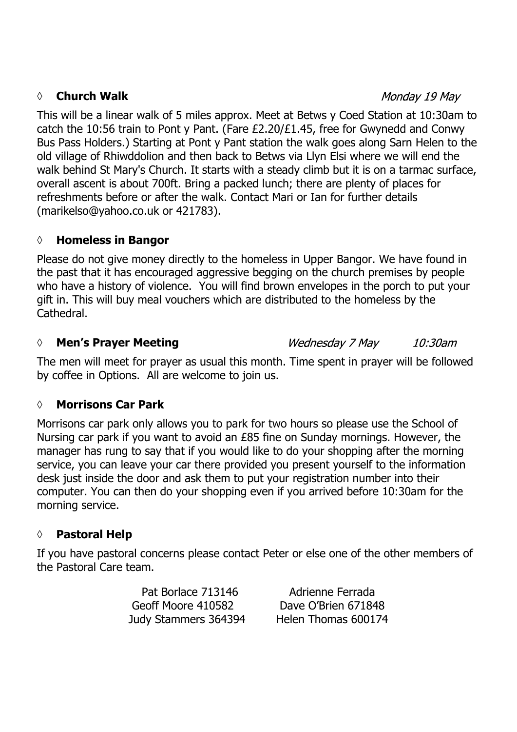### ◊ **Church Walk** *Monday 19 May*

This will be a linear walk of 5 miles approx. Meet at Betws y Coed Station at 10:30am to catch the 10:56 train to Pont y Pant. (Fare £2.20/£1.45, free for Gwynedd and Conwy Bus Pass Holders.) Starting at Pont y Pant station the walk goes along Sarn Helen to the old village of Rhiwddolion and then back to Betws via Llyn Elsi where we will end the walk behind St Mary's Church. It starts with a steady climb but it is on a tarmac surface, overall ascent is about 700ft. Bring a packed lunch; there are plenty of places for refreshments before or after the walk. Contact Mari or Ian for further details (marikelso@yahoo.co.uk or 421783).

### ◊ **Homeless in Bangor**

Please do not give money directly to the homeless in Upper Bangor. We have found in the past that it has encouraged aggressive begging on the church premises by people who have a history of violence. You will find brown envelopes in the porch to put your gift in. This will buy meal vouchers which are distributed to the homeless by the Cathedral.

### ◊ **Men's Prayer Meeting** *Wednesday 7 May* *10:30am*

The men will meet for prayer as usual this month. Time spent in prayer will be followed by coffee in Options. All are welcome to join us.

### ◊ **Morrisons Car Park**

Morrisons car park only allows you to park for two hours so please use the School of Nursing car park if you want to avoid an £85 fine on Sunday mornings. However, the manager has rung to say that if you would like to do your shopping after the morning service, you can leave your car there provided you present yourself to the information desk just inside the door and ask them to put your registration number into their computer. You can then do your shopping even if you arrived before 10:30am for the morning service.

### ◊ **Pastoral Help**

If you have pastoral concerns please contact Peter or else one of the other members of the Pastoral Care team.

Pat Borlace 713146
Geoff Moore 410582
Judy Stammers 364394
Adrienne Ferrada
Dave O'Brien 671848
Helen Thomas 600174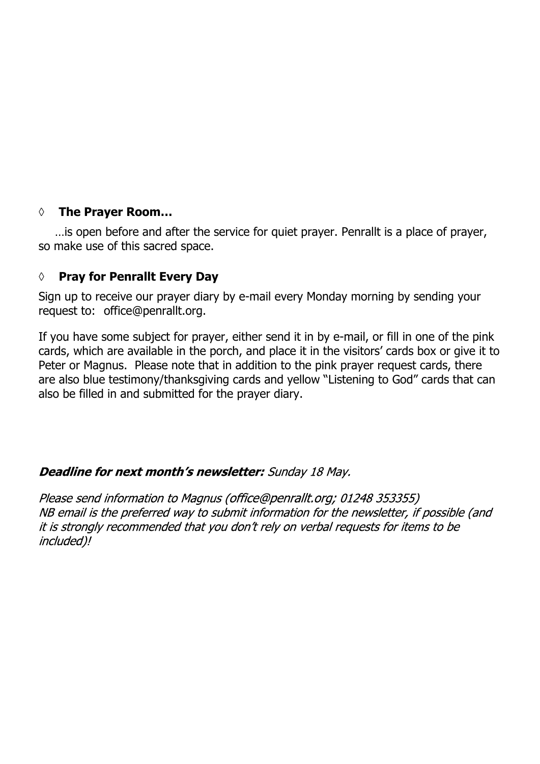- **The Prayer Room…**

…is open before and after the service for quiet prayer. Penrallt is a place of prayer, so make use of this sacred space.

- **Pray for Penrallt Every Day**

Sign up to receive our prayer diary by e-mail every Monday morning by sending your request to: office@penrallt.org.

If you have some subject for prayer, either send it in by e-mail, or fill in one of the pink cards, which are available in the porch, and place it in the visitors' cards box or give it to Peter or Magnus. Please note that in addition to the pink prayer request cards, there are also blue testimony/thanksgiving cards and yellow "Listening to God" cards that can also be filled in and submitted for the prayer diary.

***Deadline for next month's newsletter:*** *Sunday 18 May.*

*Please send information to Magnus (office@penrallt.org; 01248 353355)*
*NB email is the preferred way to submit information for the newsletter, if possible (and it is strongly recommended that you don't rely on verbal requests for items to be included)!*